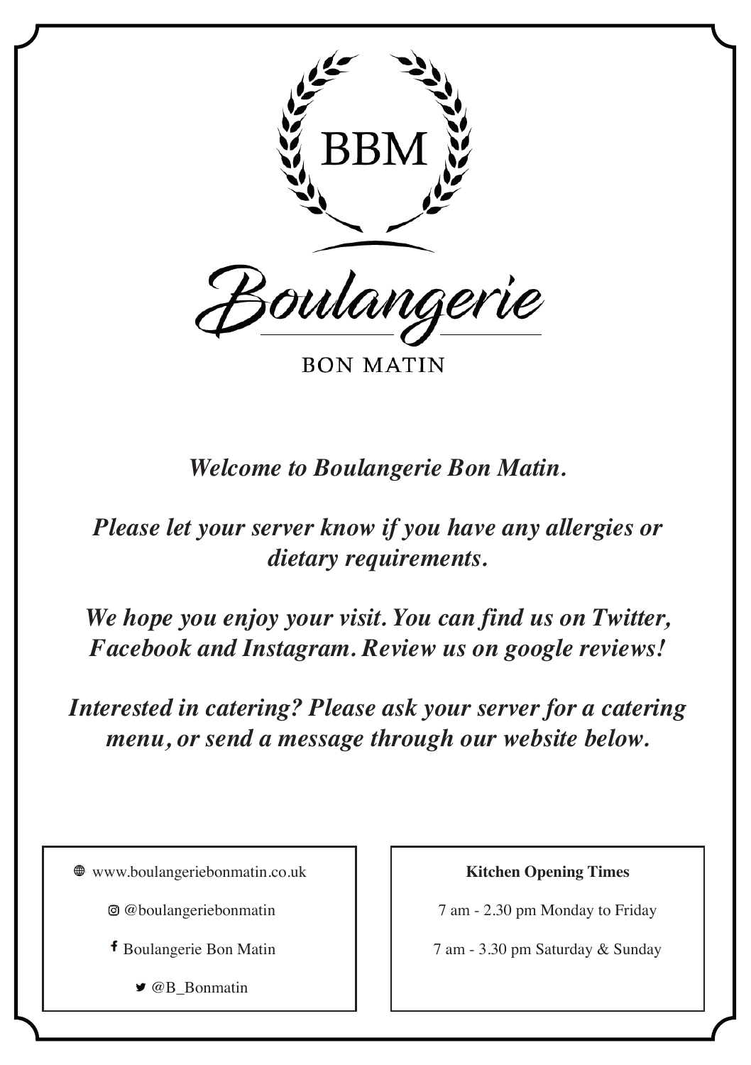BBM

# Boulangerie

BON MATIN

*Welcome to Boulangerie Bon Matin.*

*Please let your server know if you have any allergies or dietary requirements.*

*We hope you enjoy your visit. You can find us on Twitter, Facebook and Instagram. Review us on google reviews!*

*Interested in catering? Please ask your server for a catering menu, or send a message through our website below.*

www.boulangeriebonmatin.co.uk

@boulangeriebonmatin

Boulangerie Bon Matin

@B_Bonmatin

**Kitchen Opening Times**

7 am - 2.30 pm Monday to Friday

7 am - 3.30 pm Saturday & Sunday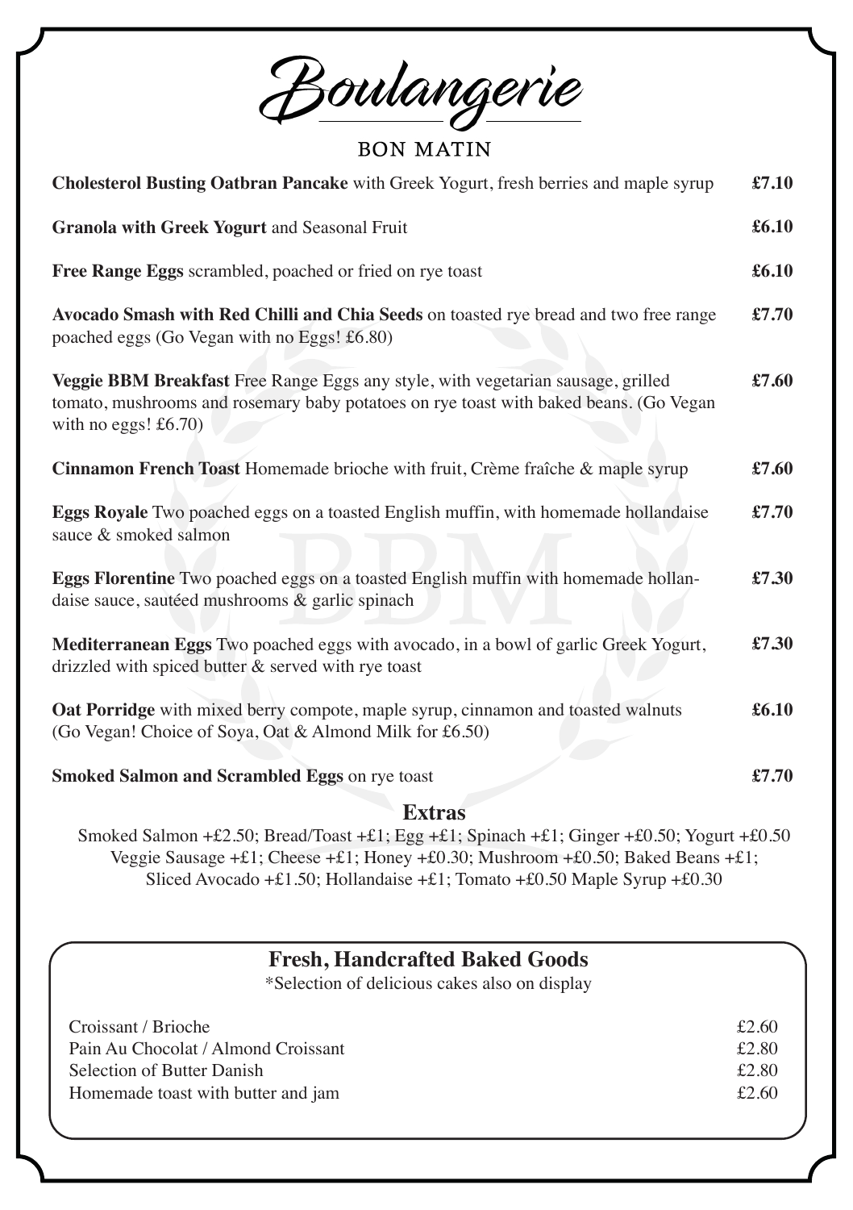# Boulangerie

## BON MATIN

**Cholesterol Busting Oatbran Pancake** with Greek Yogurt, fresh berries and maple syrup **£7.10**

**Granola with Greek Yogurt** and Seasonal Fruit **£6.10**

**Free Range Eggs** scrambled, poached or fried on rye toast **£6.10**

**Avocado Smash with Red Chilli and Chia Seeds** on toasted rye bread and two free range poached eggs (Go Vegan with no Eggs! £6.80) **£7.70**

**Veggie BBM Breakfast** Free Range Eggs any style, with vegetarian sausage, grilled tomato, mushrooms and rosemary baby potatoes on rye toast with baked beans. (Go Vegan with no eggs! £6.70) **£7.60**

**Cinnamon French Toast** Homemade brioche with fruit, Crème fraîche & maple syrup **£7.60**

**Eggs Royale** Two poached eggs on a toasted English muffin, with homemade hollandaise sauce & smoked salmon **£7.70**

**Eggs Florentine** Two poached eggs on a toasted English muffin with homemade hollandaise sauce, sautéed mushrooms & garlic spinach **£7.30**

**Mediterranean Eggs** Two poached eggs with avocado, in a bowl of garlic Greek Yogurt, drizzled with spiced butter & served with rye toast **£7.30**

**Oat Porridge** with mixed berry compote, maple syrup, cinnamon and toasted walnuts (Go Vegan! Choice of Soya, Oat & Almond Milk for £6.50) **£6.10**

**Smoked Salmon and Scrambled Eggs** on rye toast **£7.70**

### Extras

Smoked Salmon +£2.50; Bread/Toast +£1; Egg +£1; Spinach +£1; Ginger +£0.50; Yogurt +£0.50
Veggie Sausage +£1; Cheese +£1; Honey +£0.30; Mushroom +£0.50; Baked Beans +£1;
Sliced Avocado +£1.50; Hollandaise +£1; Tomato +£0.50 Maple Syrup +£0.30

### Fresh, Handcrafted Baked Goods

*Selection of delicious cakes also on display

| Item | Price |
|---|---|
| Croissant / Brioche | £2.60 |
| Pain Au Chocolat / Almond Croissant | £2.80 |
| Selection of Butter Danish | £2.80 |
| Homemade toast with butter and jam | £2.60 |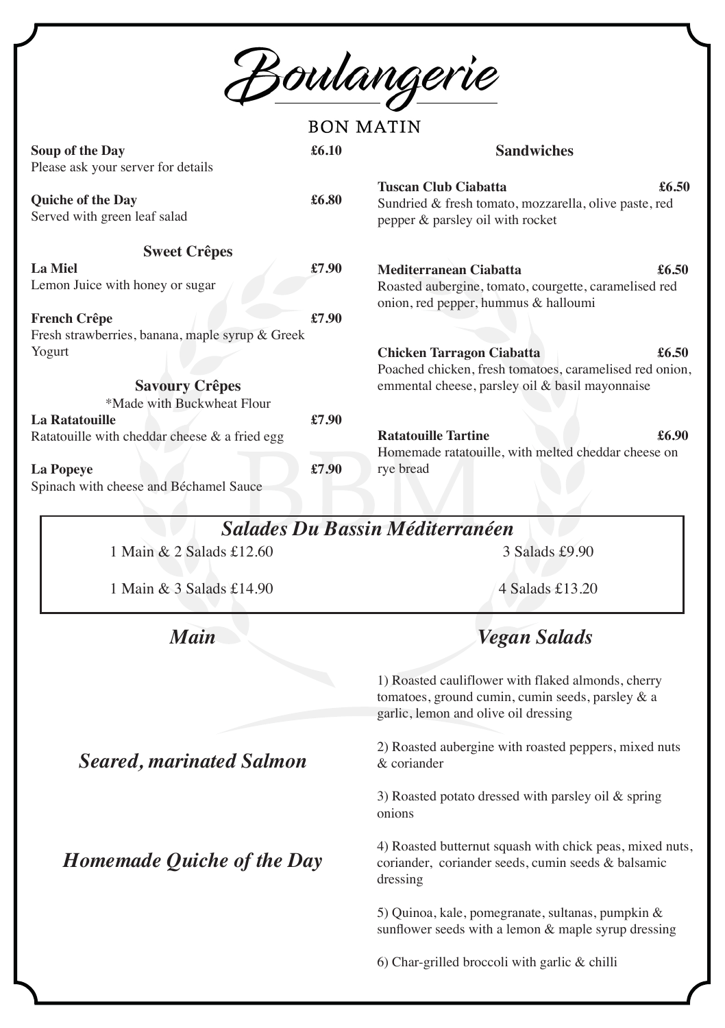# Boulangerie

## BON MATIN

**Soup of the Day** **£6.10**
Please ask your server for details

**Quiche of the Day** **£6.80**
Served with green leaf salad

### Sweet Crêpes

**La Miel** **£7.90**
Lemon Juice with honey or sugar

**French Crêpe** **£7.90**
Fresh strawberries, banana, maple syrup & Greek Yogurt

### Savoury Crêpes

*Made with Buckwheat Flour

**La Ratatouille** **£7.90**
Ratatouille with cheddar cheese & a fried egg

**La Popeye** **£7.90**
Spinach with cheese and Béchamel Sauce

### Sandwiches

**Tuscan Club Ciabatta** **£6.50**
Sundried & fresh tomato, mozzarella, olive paste, red pepper & parsley oil with rocket

**Mediterranean Ciabatta** **£6.50**
Roasted aubergine, tomato, courgette, caramelised red onion, red pepper, hummus & halloumi

**Chicken Tarragon Ciabatta** **£6.50**
Poached chicken, fresh tomatoes, caramelised red onion, emmental cheese, parsley oil & basil mayonnaise

**Ratatouille Tartine** **£6.90**
Homemade ratatouille, with melted cheddar cheese on rye bread

## *Salades Du Bassin Méditerranéen*

1 Main & 2 Salads £12.60

1 Main & 3 Salads £14.90

3 Salads £9.90

4 Salads £13.20

### *Main*

*Seared, marinated Salmon*

*Homemade Quiche of the Day*

### *Vegan Salads*

1) Roasted cauliflower with flaked almonds, cherry tomatoes, ground cumin, cumin seeds, parsley & a garlic, lemon and olive oil dressing

2) Roasted aubergine with roasted peppers, mixed nuts & coriander

3) Roasted potato dressed with parsley oil & spring onions

4) Roasted butternut squash with chick peas, mixed nuts, coriander, coriander seeds, cumin seeds & balsamic dressing

5) Quinoa, kale, pomegranate, sultanas, pumpkin & sunflower seeds with a lemon & maple syrup dressing

6) Char-grilled broccoli with garlic & chilli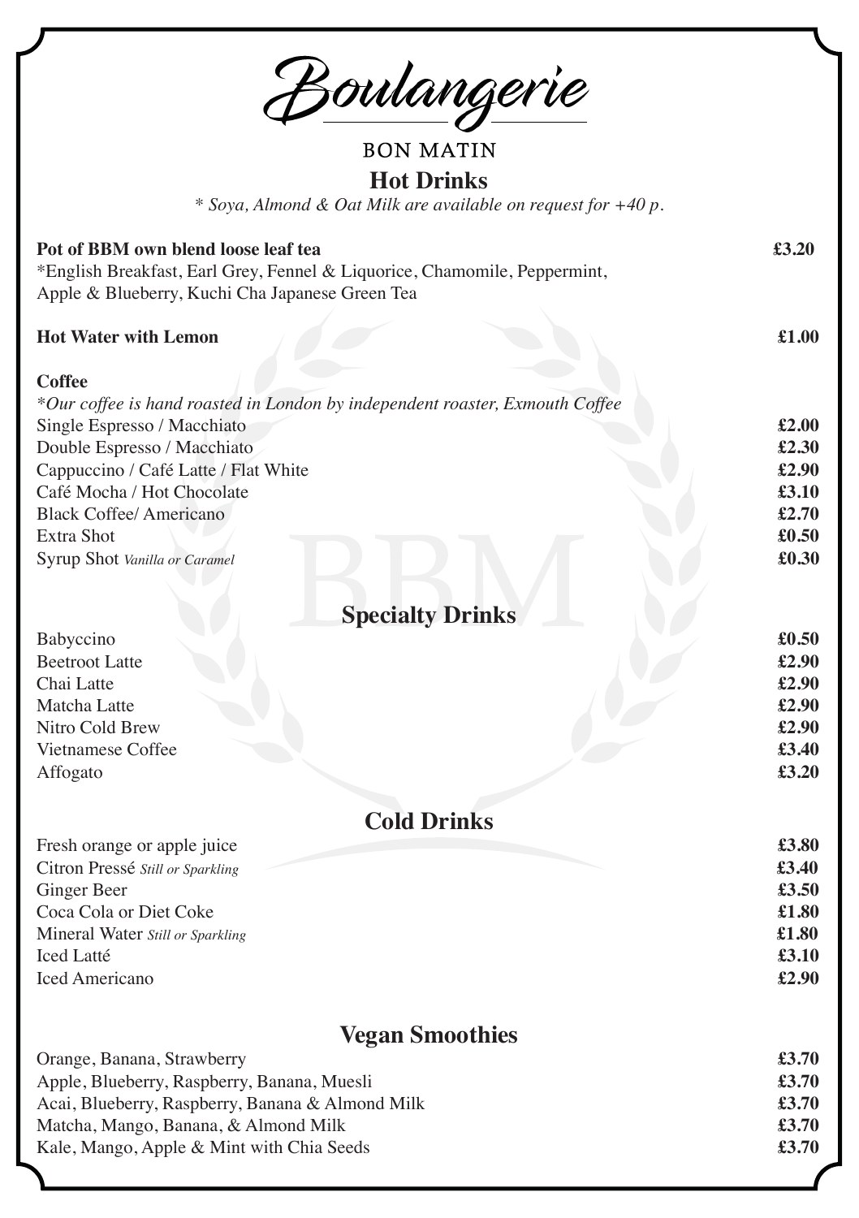# Boulangerie

BON MATIN

## Hot Drinks

*\* Soya, Almond & Oat Milk are available on request for +40 p.*

| | |
|---|---|
| **Pot of BBM own blend loose leaf tea** | **£3.20** |
| *English Breakfast, Earl Grey, Fennel & Liquorice, Chamomile, Peppermint, Apple & Blueberry, Kuchi Cha Japanese Green Tea | |
| **Hot Water with Lemon** | **£1.00** |

**Coffee**

*\*Our coffee is hand roasted in London by independent roaster, Exmouth Coffee*

| | |
|---|---|
| Single Espresso / Macchiato | **£2.00** |
| Double Espresso / Macchiato | **£2.30** |
| Cappuccino / Café Latte / Flat White | **£2.90** |
| Café Mocha / Hot Chocolate | **£3.10** |
| Black Coffee/ Americano | **£2.70** |
| Extra Shot | **£0.50** |
| Syrup Shot *Vanilla or Caramel* | **£0.30** |

## Specialty Drinks

| | |
|---|---|
| Babyccino | **£0.50** |
| Beetroot Latte | **£2.90** |
| Chai Latte | **£2.90** |
| Matcha Latte | **£2.90** |
| Nitro Cold Brew | **£2.90** |
| Vietnamese Coffee | **£3.40** |
| Affogato | **£3.20** |

## Cold Drinks

| | |
|---|---|
| Fresh orange or apple juice | **£3.80** |
| Citron Pressé *Still or Sparkling* | **£3.40** |
| Ginger Beer | **£3.50** |
| Coca Cola or Diet Coke | **£1.80** |
| Mineral Water *Still or Sparkling* | **£1.80** |
| Iced Latté | **£3.10** |
| Iced Americano | **£2.90** |

## Vegan Smoothies

| | |
|---|---|
| Orange, Banana, Strawberry | **£3.70** |
| Apple, Blueberry, Raspberry, Banana, Muesli | **£3.70** |
| Acai, Blueberry, Raspberry, Banana & Almond Milk | **£3.70** |
| Matcha, Mango, Banana, & Almond Milk | **£3.70** |
| Kale, Mango, Apple & Mint with Chia Seeds | **£3.70** |